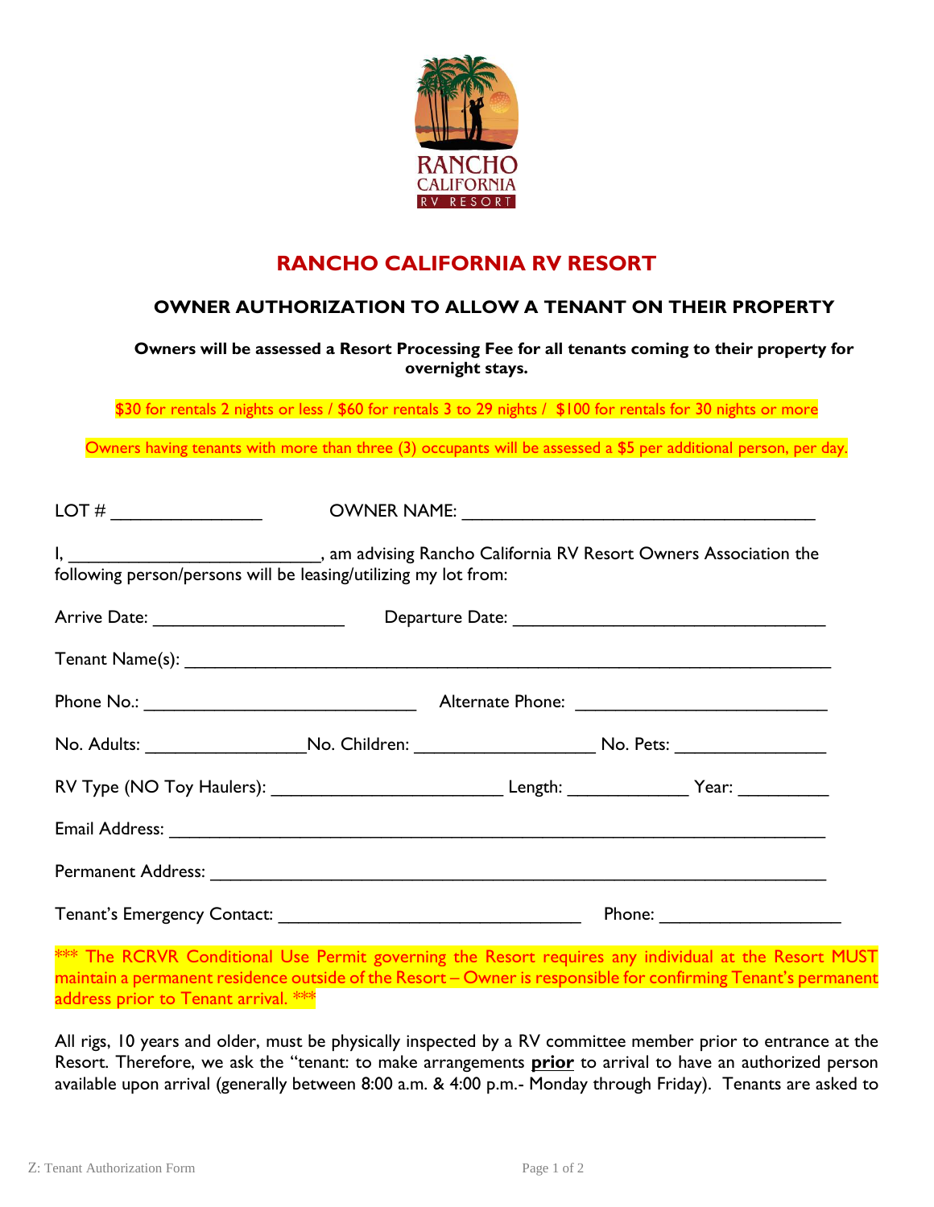# RANCHO CALIFORNIA RV RESORT

## OWNER AUTHORIZATION TO ALLOW A TENANT ON THEIR PROPERTY

**Owners will be assessed a Resort Processing Fee for all tenants coming to their property for overnight stays.**

$30 for rentals 2 nights or less / $60 for rentals 3 to 29 nights / $100 for rentals for 30 nights or more

Owners having tenants with more than three (3) occupants will be assessed a $5 per additional person, per day.

LOT # ________________ OWNER NAME: ______________________________________

I, __________________________, am advising Rancho California RV Resort Owners Association the following person/persons will be leasing/utilizing my lot from:

Arrive Date: ____________________ Departure Date: _________________________________

Tenant Name(s): ___________________________________________________________________

Phone No.: _____________________________ Alternate Phone: ___________________________

No. Adults: _________________No. Children: ___________________ No. Pets: ________________

RV Type (NO Toy Haulers): ________________________ Length: _____________ Year: _________

Email Address: ____________________________________________________________________

Permanent Address: ________________________________________________________________

Tenant's Emergency Contact: ________________________________ Phone: ___________________

*** The RCRVR Conditional Use Permit governing the Resort requires any individual at the Resort MUST maintain a permanent residence outside of the Resort – Owner is responsible for confirming Tenant's permanent address prior to Tenant arrival. ***

All rigs, 10 years and older, must be physically inspected by a RV committee member prior to entrance at the Resort. Therefore, we ask the "tenant: to make arrangements **prior** to arrival to have an authorized person available upon arrival (generally between 8:00 a.m. & 4:00 p.m.- Monday through Friday). Tenants are asked to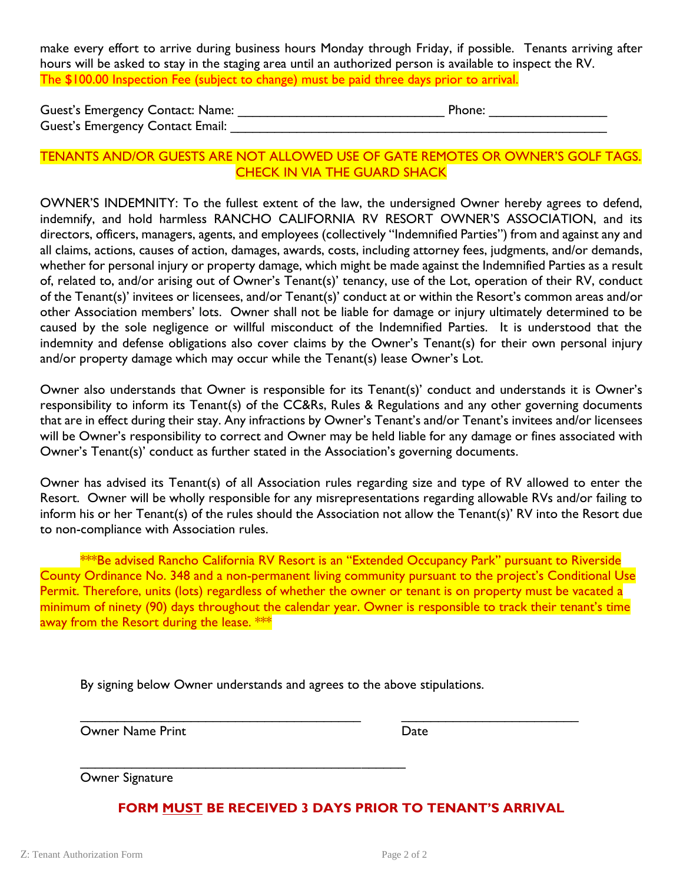make every effort to arrive during business hours Monday through Friday, if possible. Tenants arriving after hours will be asked to stay in the staging area until an authorized person is available to inspect the RV. The $100.00 Inspection Fee (subject to change) must be paid three days prior to arrival.

Guest's Emergency Contact: Name: ______________________________ Phone: _________________

Guest's Emergency Contact Email: __________________________________________________________

TENANTS AND/OR GUESTS ARE NOT ALLOWED USE OF GATE REMOTES OR OWNER'S GOLF TAGS. CHECK IN VIA THE GUARD SHACK

OWNER'S INDEMNITY: To the fullest extent of the law, the undersigned Owner hereby agrees to defend, indemnify, and hold harmless RANCHO CALIFORNIA RV RESORT OWNER'S ASSOCIATION, and its directors, officers, managers, agents, and employees (collectively "Indemnified Parties") from and against any and all claims, actions, causes of action, damages, awards, costs, including attorney fees, judgments, and/or demands, whether for personal injury or property damage, which might be made against the Indemnified Parties as a result of, related to, and/or arising out of Owner's Tenant(s)' tenancy, use of the Lot, operation of their RV, conduct of the Tenant(s)' invitees or licensees, and/or Tenant(s)' conduct at or within the Resort's common areas and/or other Association members' lots. Owner shall not be liable for damage or injury ultimately determined to be caused by the sole negligence or willful misconduct of the Indemnified Parties. It is understood that the indemnity and defense obligations also cover claims by the Owner's Tenant(s) for their own personal injury and/or property damage which may occur while the Tenant(s) lease Owner's Lot.

Owner also understands that Owner is responsible for its Tenant(s)' conduct and understands it is Owner's responsibility to inform its Tenant(s) of the CC&Rs, Rules & Regulations and any other governing documents that are in effect during their stay. Any infractions by Owner's Tenant's and/or Tenant's invitees and/or licensees will be Owner's responsibility to correct and Owner may be held liable for any damage or fines associated with Owner's Tenant(s)' conduct as further stated in the Association's governing documents.

Owner has advised its Tenant(s) of all Association rules regarding size and type of RV allowed to enter the Resort. Owner will be wholly responsible for any misrepresentations regarding allowable RVs and/or failing to inform his or her Tenant(s) of the rules should the Association not allow the Tenant(s)' RV into the Resort due to non-compliance with Association rules.

***Be advised Rancho California RV Resort is an "Extended Occupancy Park" pursuant to Riverside County Ordinance No. 348 and a non-permanent living community pursuant to the project's Conditional Use Permit. Therefore, units (lots) regardless of whether the owner or tenant is on property must be vacated a minimum of ninety (90) days throughout the calendar year. Owner is responsible to track their tenant's time away from the Resort during the lease. ***

By signing below Owner understands and agrees to the above stipulations.

__________________________________________ ___________________________

Owner Name Print Date

________________________________________________

Owner Signature

**FORM <u>MUST</u> BE RECEIVED 3 DAYS PRIOR TO TENANT'S ARRIVAL**